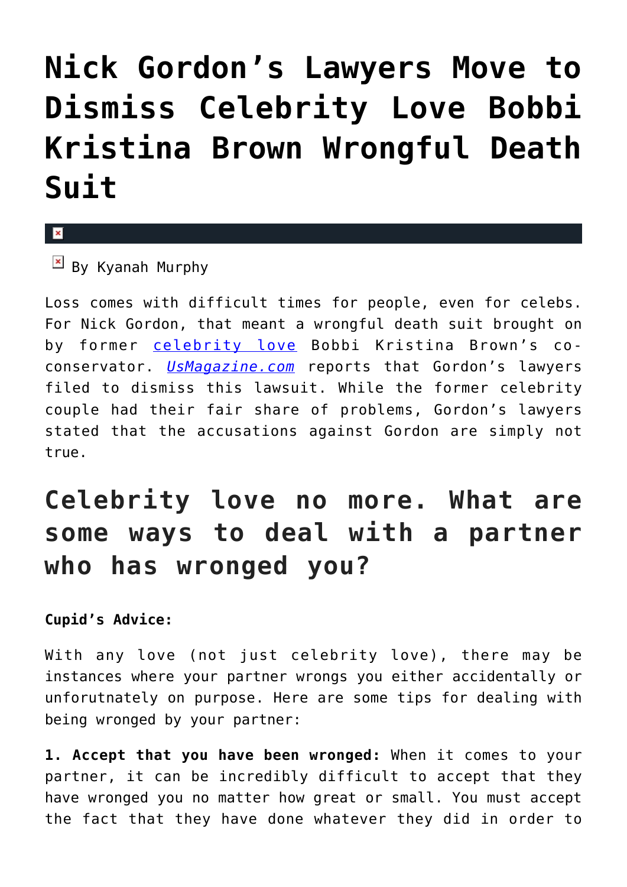# Nick Gordon's Lawyers Move to Dismiss Celebrity Love Bobbi Kristina Brown Wrongful Death Suit

By Kyanah Murphy

Loss comes with difficult times for people, even for celebs. For Nick Gordon, that meant a wrongful death suit brought on by former celebrity love Bobbi Kristina Brown's co-conservator. *UsMagazine.com* reports that Gordon's lawyers filed to dismiss this lawsuit. While the former celebrity couple had their fair share of problems, Gordon's lawyers stated that the accusations against Gordon are simply not true.

## Celebrity love no more. What are some ways to deal with a partner who has wronged you?

**Cupid's Advice:**

With any love (not just celebrity love), there may be instances where your partner wrongs you either accidentally or unforutnately on purpose. Here are some tips for dealing with being wronged by your partner:

**1. Accept that you have been wronged:** When it comes to your partner, it can be incredibly difficult to accept that they have wronged you no matter how great or small. You must accept the fact that they have done whatever they did in order to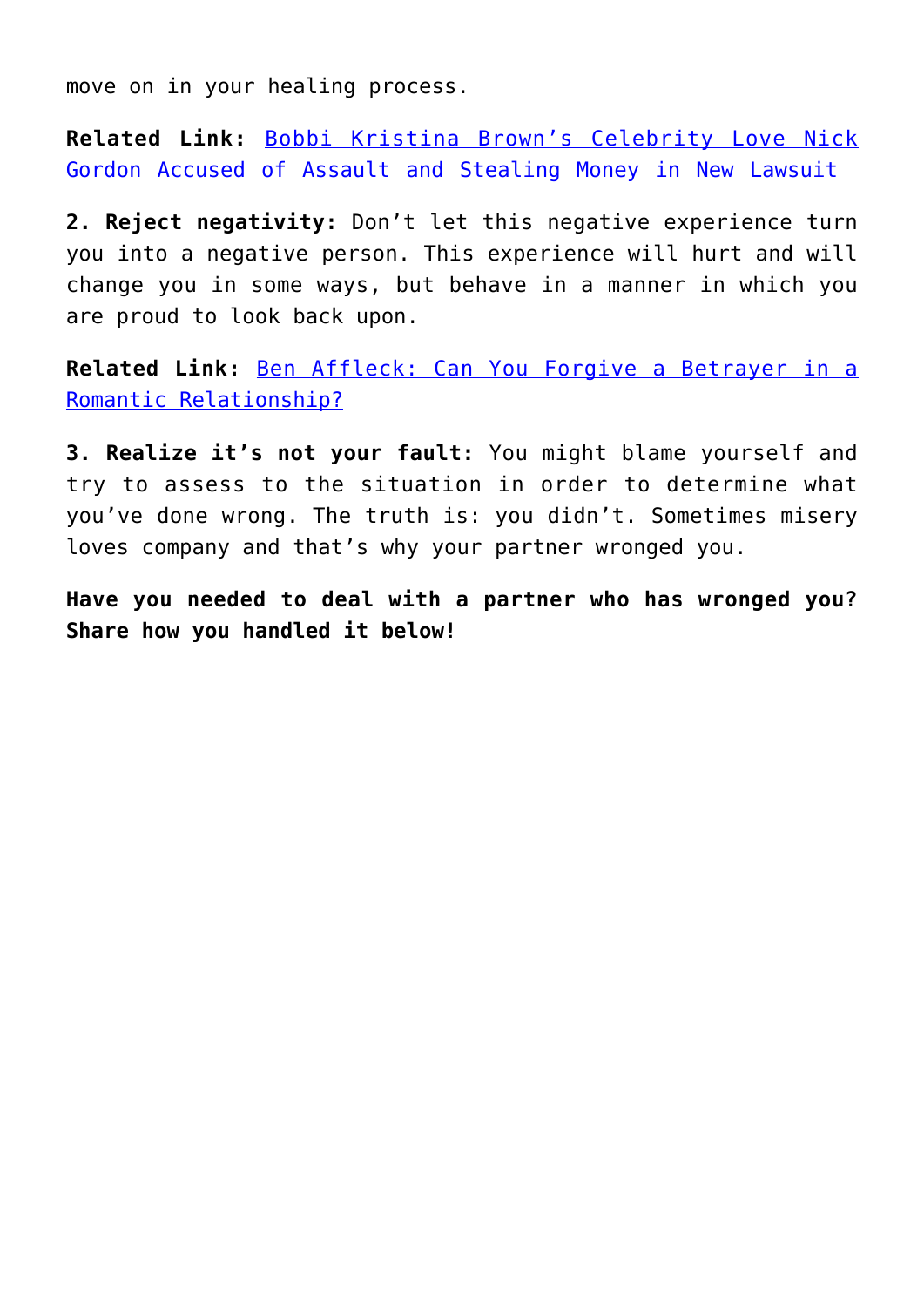move on in your healing process.

**Related Link:** Bobbi Kristina Brown's Celebrity Love Nick Gordon Accused of Assault and Stealing Money in New Lawsuit

**2. Reject negativity:** Don't let this negative experience turn you into a negative person. This experience will hurt and will change you in some ways, but behave in a manner in which you are proud to look back upon.

**Related Link:** Ben Affleck: Can You Forgive a Betrayer in a Romantic Relationship?

**3. Realize it's not your fault:** You might blame yourself and try to assess to the situation in order to determine what you've done wrong. The truth is: you didn't. Sometimes misery loves company and that's why your partner wronged you.

**Have you needed to deal with a partner who has wronged you? Share how you handled it below!**